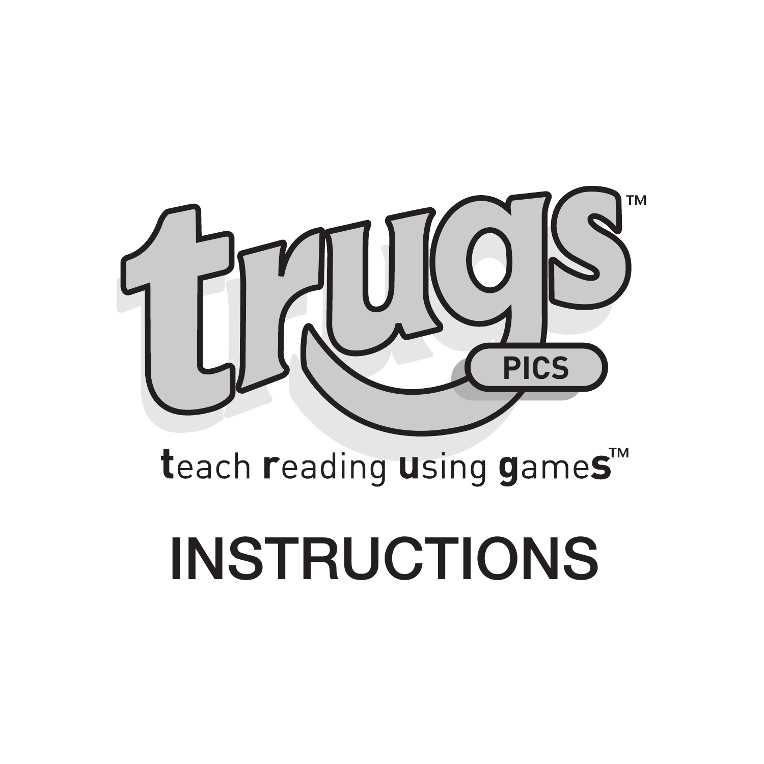# trugs™

PICS

**t**each **r**eading **u**sing **g**ame**s**™

# INSTRUCTIONS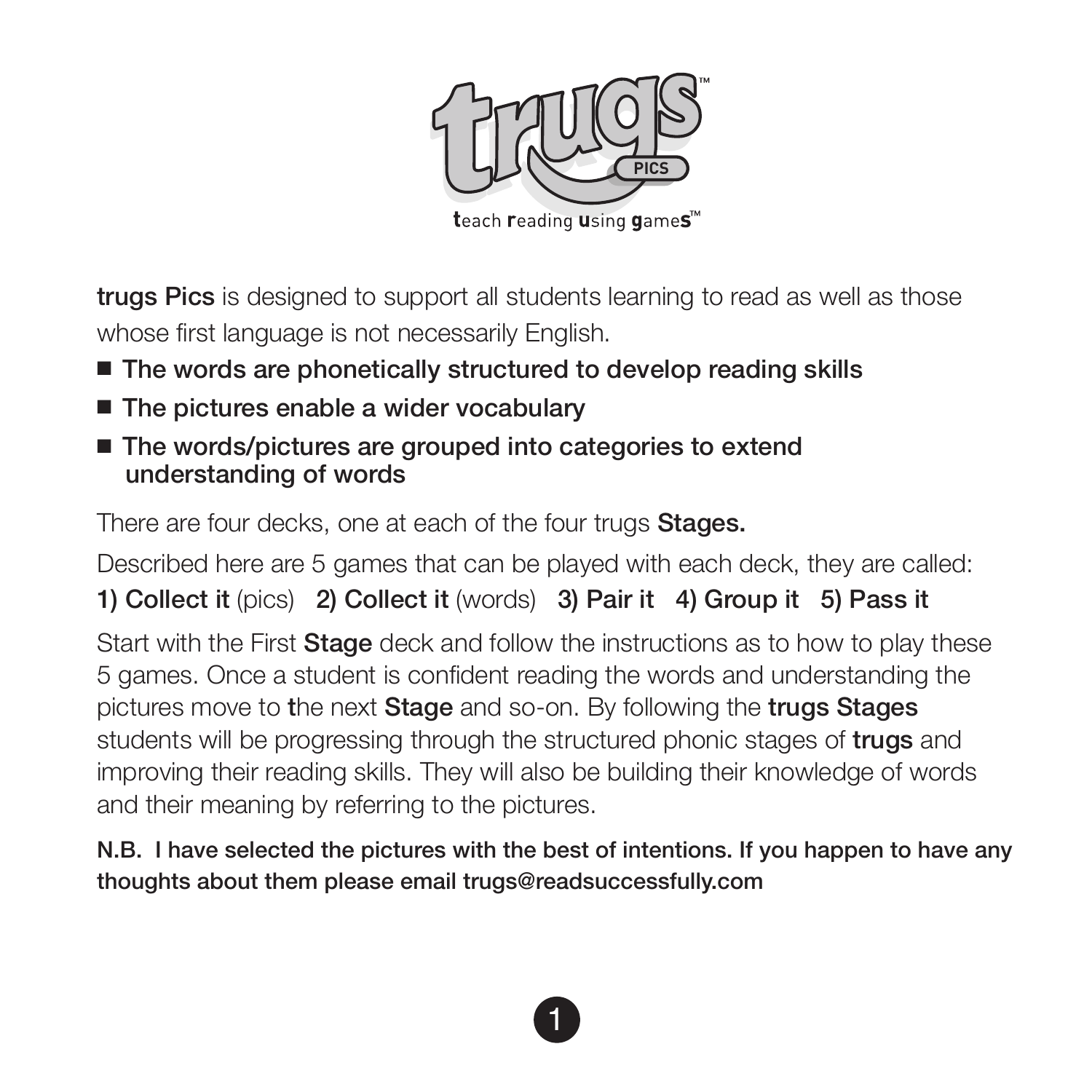# trugs™ PICS

teach reading using games™

**trugs Pics** is designed to support all students learning to read as well as those whose first language is not necessarily English.

- **The words are phonetically structured to develop reading skills**
- **The pictures enable a wider vocabulary**
- **The words/pictures are grouped into categories to extend understanding of words**

There are four decks, one at each of the four trugs **Stages.**

Described here are 5 games that can be played with each deck, they are called:

**1) Collect it** (pics) **2) Collect it** (words) **3) Pair it** **4) Group it** **5) Pass it**

Start with the First **Stage** deck and follow the instructions as to how to play these 5 games. Once a student is confident reading the words and understanding the pictures move to **t**he next **Stage** and so-on. By following the **trugs Stages** students will be progressing through the structured phonic stages of **trugs** and improving their reading skills. They will also be building their knowledge of words and their meaning by referring to the pictures.

**N.B. I have selected the pictures with the best of intentions. If you happen to have any thoughts about them please email trugs@readsuccessfully.com**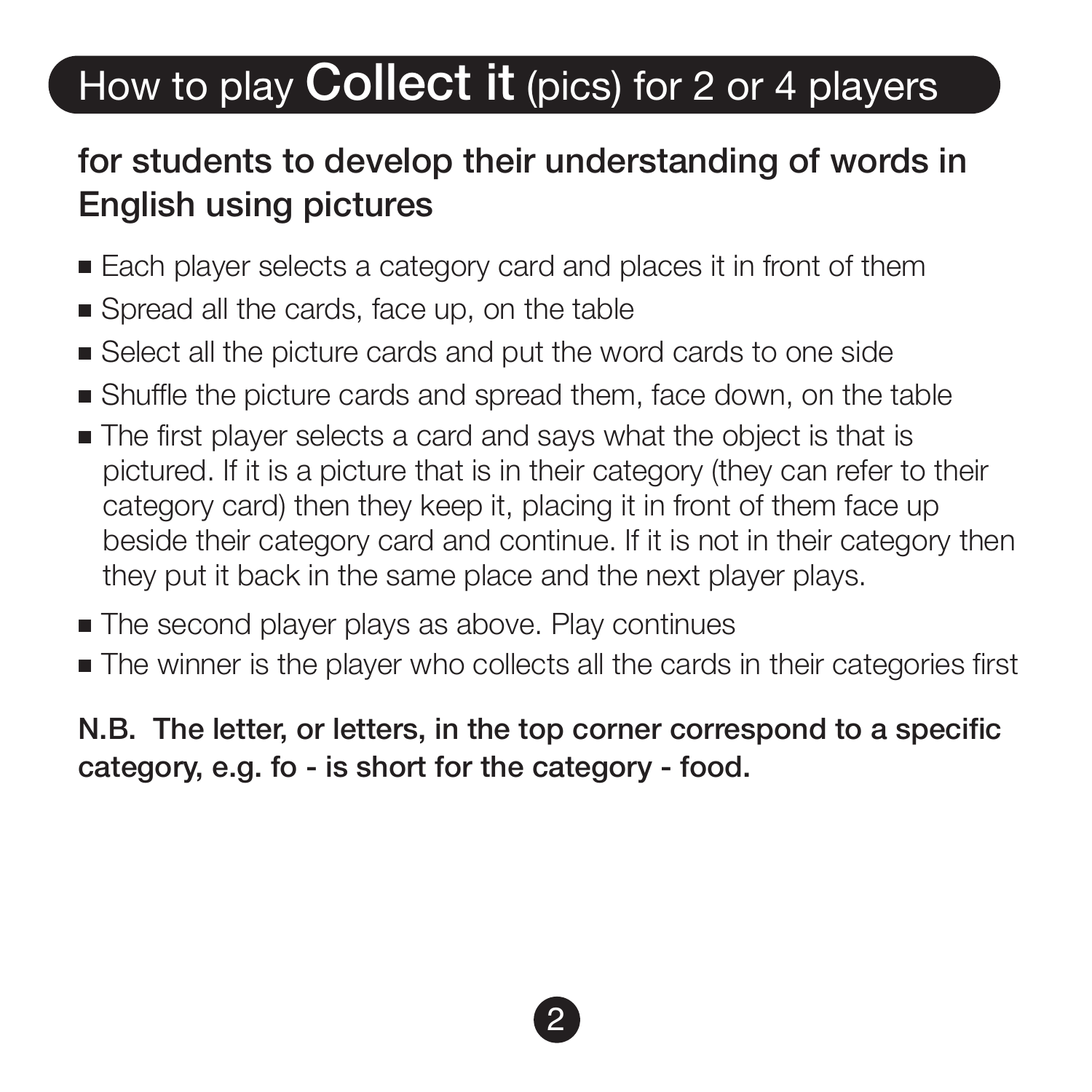# How to play **Collect it** (pics) for 2 or 4 players

## for students to develop their understanding of words in English using pictures

- Each player selects a category card and places it in front of them
- Spread all the cards, face up, on the table
- Select all the picture cards and put the word cards to one side
- Shuffle the picture cards and spread them, face down, on the table
- The first player selects a card and says what the object is that is pictured. If it is a picture that is in their category (they can refer to their category card) then they keep it, placing it in front of them face up beside their category card and continue. If it is not in their category then they put it back in the same place and the next player plays.
- The second player plays as above. Play continues
- The winner is the player who collects all the cards in their categories first

**N.B. The letter, or letters, in the top corner correspond to a specific category, e.g. fo - is short for the category - food.**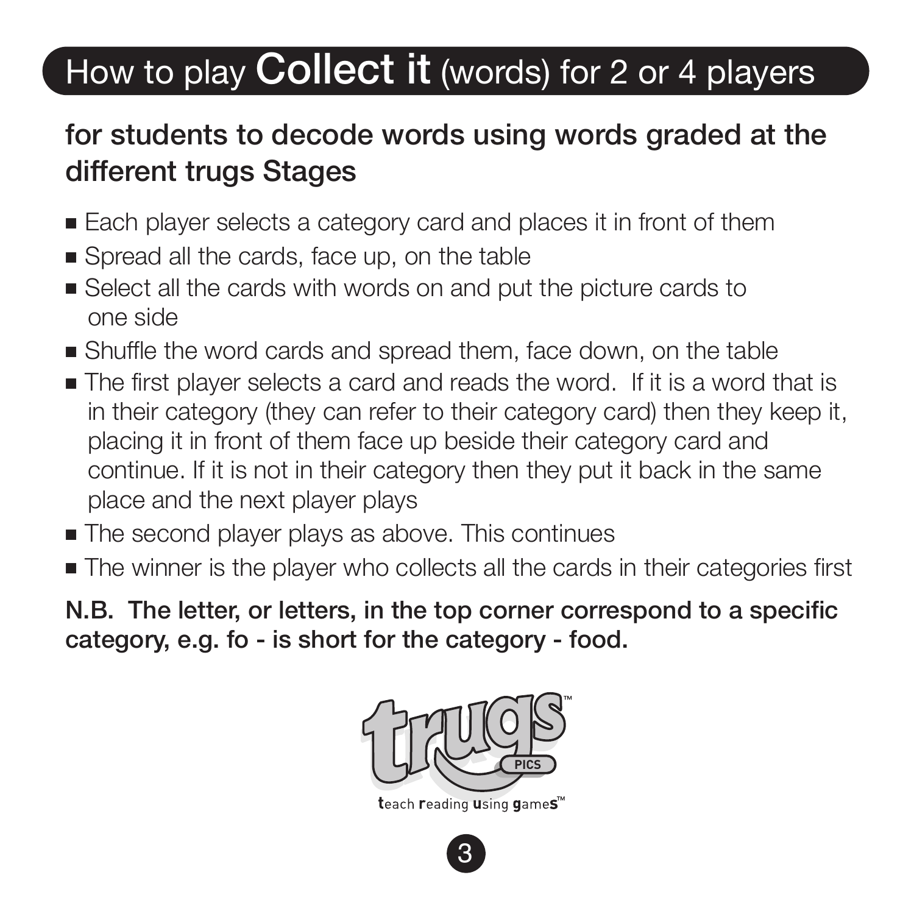# How to play **Collect it** (words) for 2 or 4 players

## for students to decode words using words graded at the different trugs Stages

- Each player selects a category card and places it in front of them
- Spread all the cards, face up, on the table
- Select all the cards with words on and put the picture cards to one side
- Shuffle the word cards and spread them, face down, on the table
- The first player selects a card and reads the word. If it is a word that is in their category (they can refer to their category card) then they keep it, placing it in front of them face up beside their category card and continue. If it is not in their category then they put it back in the same place and the next player plays
- The second player plays as above. This continues
- The winner is the player who collects all the cards in their categories first

**N.B. The letter, or letters, in the top corner correspond to a specific category, e.g. fo - is short for the category - food.**

trugs™ PICS

teach reading using games™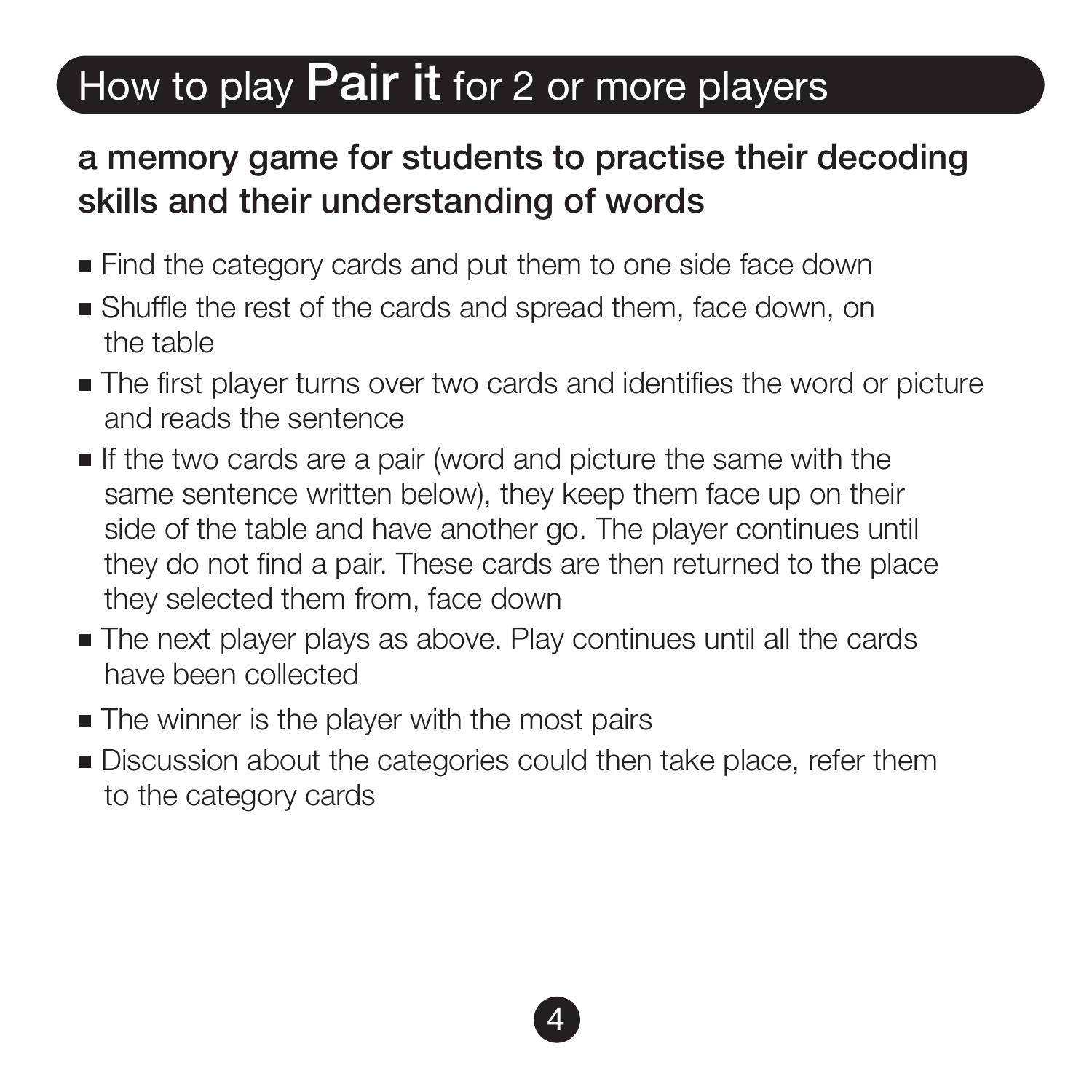# How to play **Pair it** for 2 or more players

## a memory game for students to practise their decoding skills and their understanding of words

- Find the category cards and put them to one side face down
- Shuffle the rest of the cards and spread them, face down, on the table
- The first player turns over two cards and identifies the word or picture and reads the sentence
- If the two cards are a pair (word and picture the same with the same sentence written below), they keep them face up on their side of the table and have another go. The player continues until they do not find a pair. These cards are then returned to the place they selected them from, face down
- The next player plays as above. Play continues until all the cards have been collected
- The winner is the player with the most pairs
- Discussion about the categories could then take place, refer them to the category cards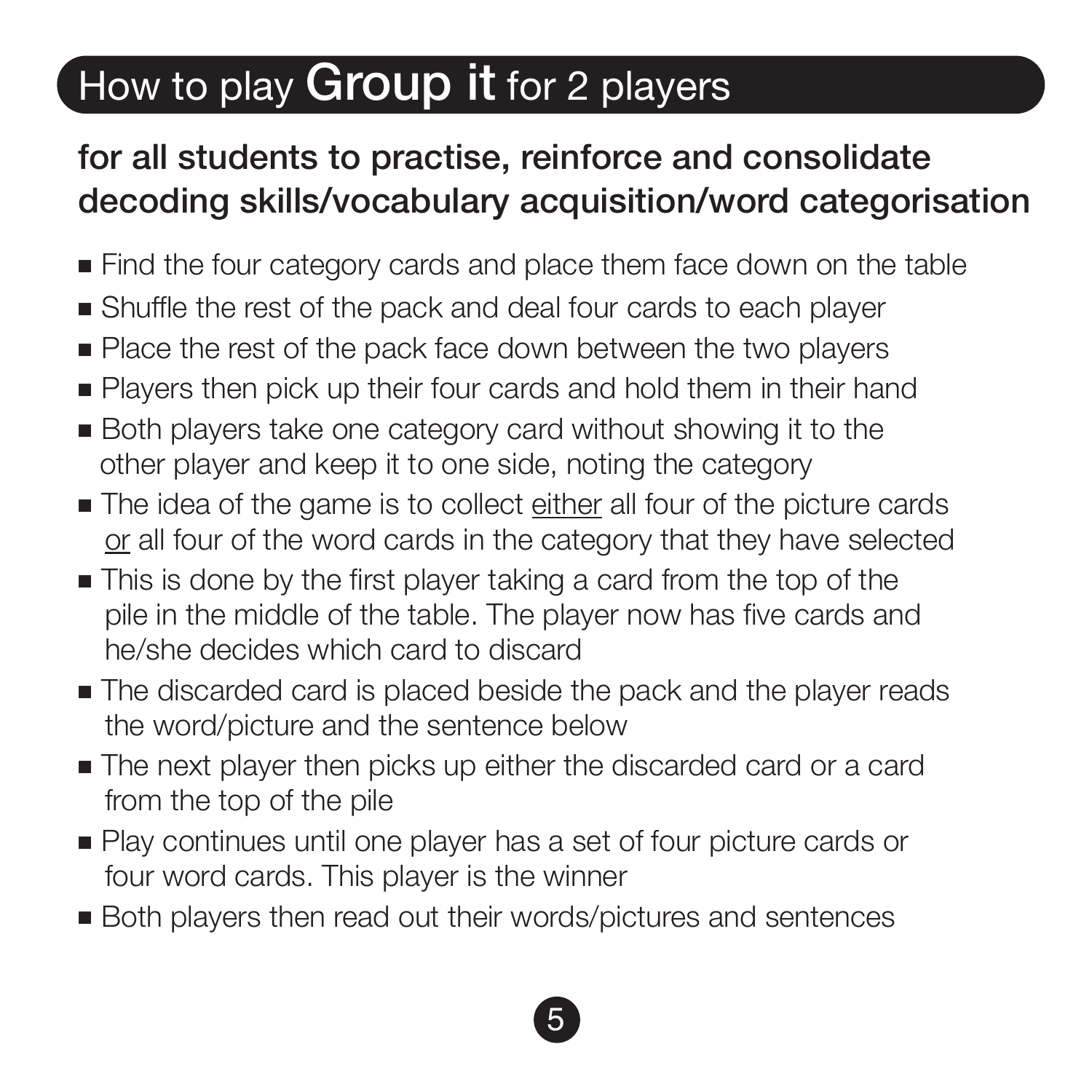# How to play **Group it** for 2 players

## for all students to practise, reinforce and consolidate decoding skills/vocabulary acquisition/word categorisation

- Find the four category cards and place them face down on the table
- Shuffle the rest of the pack and deal four cards to each player
- Place the rest of the pack face down between the two players
- Players then pick up their four cards and hold them in their hand
- Both players take one category card without showing it to the other player and keep it to one side, noting the category
- The idea of the game is to collect <u>either</u> all four of the picture cards <u>or</u> all four of the word cards in the category that they have selected
- This is done by the first player taking a card from the top of the pile in the middle of the table. The player now has five cards and he/she decides which card to discard
- The discarded card is placed beside the pack and the player reads the word/picture and the sentence below
- The next player then picks up either the discarded card or a card from the top of the pile
- Play continues until one player has a set of four picture cards or four word cards. This player is the winner
- Both players then read out their words/pictures and sentences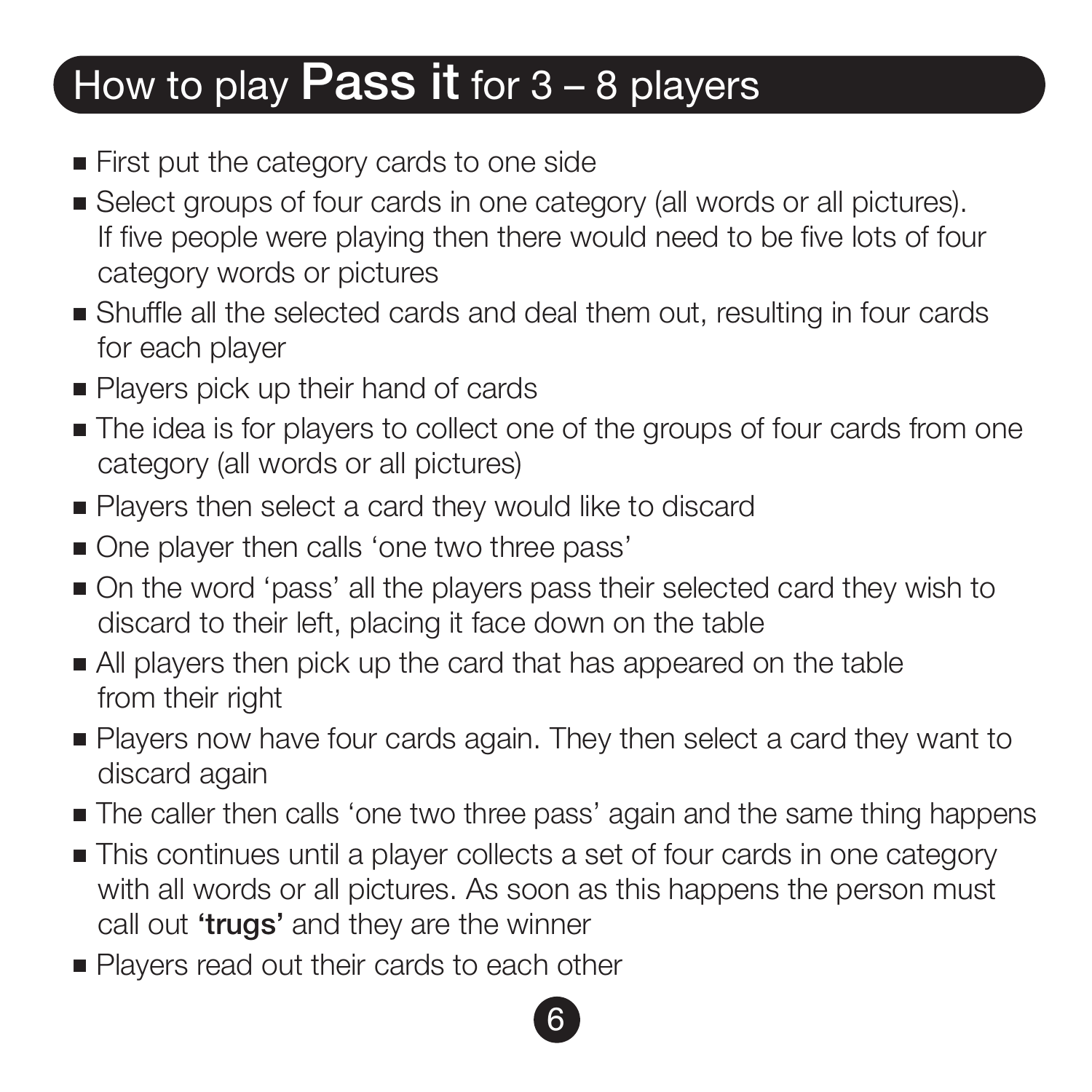# How to play **Pass it** for 3 – 8 players

- First put the category cards to one side
- Select groups of four cards in one category (all words or all pictures). If five people were playing then there would need to be five lots of four category words or pictures
- Shuffle all the selected cards and deal them out, resulting in four cards for each player
- Players pick up their hand of cards
- The idea is for players to collect one of the groups of four cards from one category (all words or all pictures)
- Players then select a card they would like to discard
- One player then calls 'one two three pass'
- On the word 'pass' all the players pass their selected card they wish to discard to their left, placing it face down on the table
- All players then pick up the card that has appeared on the table from their right
- Players now have four cards again. They then select a card they want to discard again
- The caller then calls 'one two three pass' again and the same thing happens
- This continues until a player collects a set of four cards in one category with all words or all pictures. As soon as this happens the person must call out **'trugs'** and they are the winner
- Players read out their cards to each other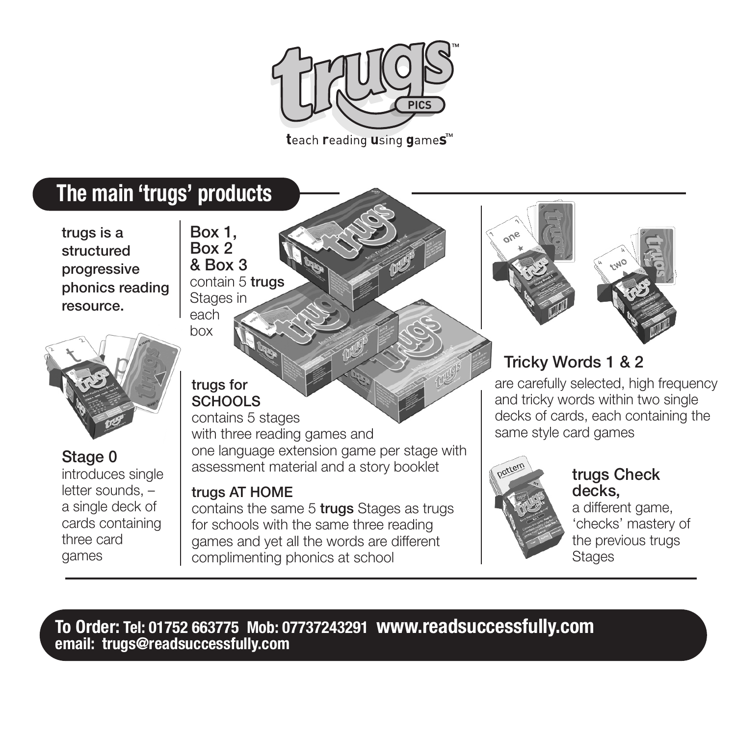**teach reading using games™**

## The main 'trugs' products

**trugs is a structured progressive phonics reading resource.**

### Stage 0

introduces single letter sounds, – a single deck of cards containing three card games

### Box 1, Box 2 & Box 3

contain 5 **trugs** Stages in each box

### trugs for SCHOOLS

contains 5 stages with three reading games and one language extension game per stage with assessment material and a story booklet

### trugs AT HOME

contains the same 5 **trugs** Stages as trugs for schools with the same three reading games and yet all the words are different complimenting phonics at school

### Tricky Words 1 & 2

are carefully selected, high frequency and tricky words within two single decks of cards, each containing the same style card games

### trugs Check decks,

a different game, 'checks' mastery of the previous trugs Stages

**To Order: Tel: 01752 663775 Mob: 07737243291 www.readsuccessfully.com**
**email: trugs@readsuccessfully.com**